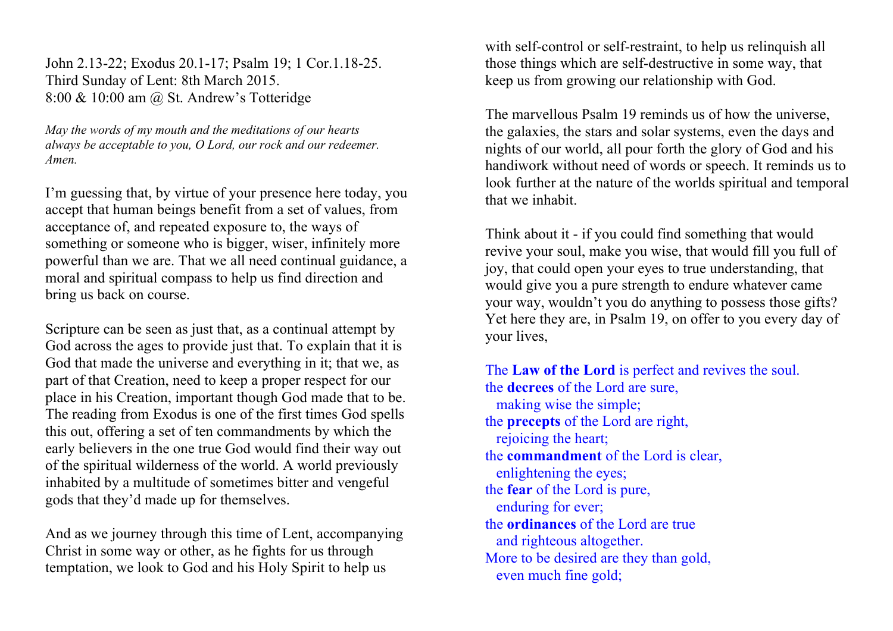John 2.13-22; Exodus 20.1-17; Psalm 19; 1 Cor.1.18-25.
Third Sunday of Lent: 8th March 2015.
8:00 & 10:00 am @ St. Andrew's Totteridge

*May the words of my mouth and the meditations of our hearts always be acceptable to you, O Lord, our rock and our redeemer. Amen.*

I'm guessing that, by virtue of your presence here today, you accept that human beings benefit from a set of values, from acceptance of, and repeated exposure to, the ways of something or someone who is bigger, wiser, infinitely more powerful than we are. That we all need continual guidance, a moral and spiritual compass to help us find direction and bring us back on course.

Scripture can be seen as just that, as a continual attempt by God across the ages to provide just that. To explain that it is God that made the universe and everything in it; that we, as part of that Creation, need to keep a proper respect for our place in his Creation, important though God made that to be. The reading from Exodus is one of the first times God spells this out, offering a set of ten commandments by which the early believers in the one true God would find their way out of the spiritual wilderness of the world. A world previously inhabited by a multitude of sometimes bitter and vengeful gods that they'd made up for themselves.

And as we journey through this time of Lent, accompanying Christ in some way or other, as he fights for us through temptation, we look to God and his Holy Spirit to help us with self-control or self-restraint, to help us relinquish all those things which are self-destructive in some way, that keep us from growing our relationship with God.

The marvellous Psalm 19 reminds us of how the universe, the galaxies, the stars and solar systems, even the days and nights of our world, all pour forth the glory of God and his handiwork without need of words or speech. It reminds us to look further at the nature of the worlds spiritual and temporal that we inhabit.

Think about it - if you could find something that would revive your soul, make you wise, that would fill you full of joy, that could open your eyes to true understanding, that would give you a pure strength to endure whatever came your way, wouldn't you do anything to possess those gifts? Yet here they are, in Psalm 19, on offer to you every day of your lives,

The **Law of the Lord** is perfect and revives the soul.
the **decrees** of the Lord are sure,
  making wise the simple;
the **precepts** of the Lord are right,
  rejoicing the heart;
the **commandment** of the Lord is clear,
  enlightening the eyes;
the **fear** of the Lord is pure,
  enduring for ever;
the **ordinances** of the Lord are true
  and righteous altogether.
More to be desired are they than gold,
  even much fine gold;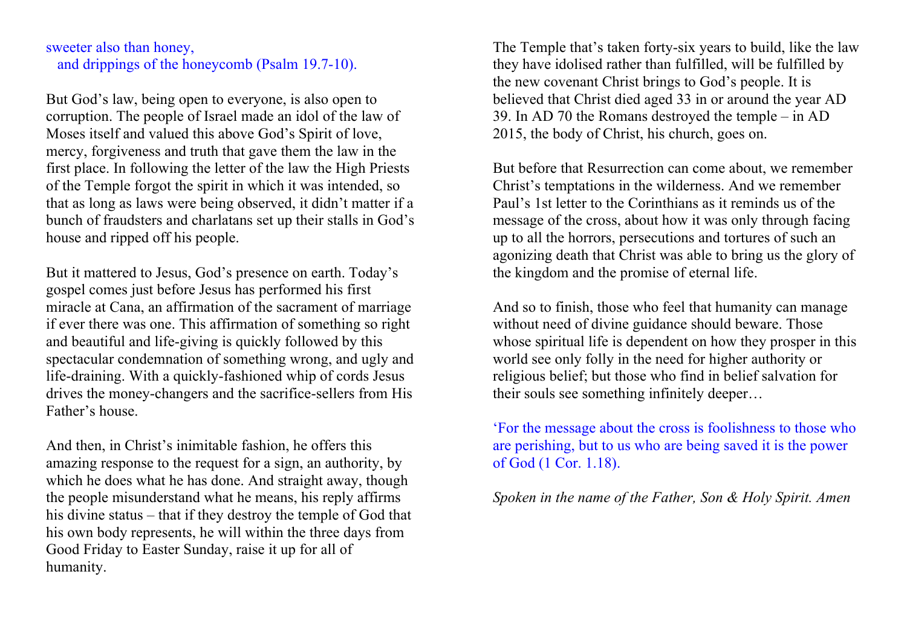sweeter also than honey,
  and drippings of the honeycomb (Psalm 19.7-10).

But God's law, being open to everyone, is also open to corruption. The people of Israel made an idol of the law of Moses itself and valued this above God's Spirit of love, mercy, forgiveness and truth that gave them the law in the first place. In following the letter of the law the High Priests of the Temple forgot the spirit in which it was intended, so that as long as laws were being observed, it didn't matter if a bunch of fraudsters and charlatans set up their stalls in God's house and ripped off his people.

But it mattered to Jesus, God's presence on earth. Today's gospel comes just before Jesus has performed his first miracle at Cana, an affirmation of the sacrament of marriage if ever there was one. This affirmation of something so right and beautiful and life-giving is quickly followed by this spectacular condemnation of something wrong, and ugly and life-draining. With a quickly-fashioned whip of cords Jesus drives the money-changers and the sacrifice-sellers from His Father's house.

And then, in Christ's inimitable fashion, he offers this amazing response to the request for a sign, an authority, by which he does what he has done. And straight away, though the people misunderstand what he means, his reply affirms his divine status – that if they destroy the temple of God that his own body represents, he will within the three days from Good Friday to Easter Sunday, raise it up for all of humanity.

The Temple that's taken forty-six years to build, like the law they have idolised rather than fulfilled, will be fulfilled by the new covenant Christ brings to God's people. It is believed that Christ died aged 33 in or around the year AD 39. In AD 70 the Romans destroyed the temple – in AD 2015, the body of Christ, his church, goes on.

But before that Resurrection can come about, we remember Christ's temptations in the wilderness. And we remember Paul's 1st letter to the Corinthians as it reminds us of the message of the cross, about how it was only through facing up to all the horrors, persecutions and tortures of such an agonizing death that Christ was able to bring us the glory of the kingdom and the promise of eternal life.

And so to finish, those who feel that humanity can manage without need of divine guidance should beware. Those whose spiritual life is dependent on how they prosper in this world see only folly in the need for higher authority or religious belief; but those who find in belief salvation for their souls see something infinitely deeper…

'For the message about the cross is foolishness to those who are perishing, but to us who are being saved it is the power of God (1 Cor. 1.18).

*Spoken in the name of the Father, Son & Holy Spirit. Amen*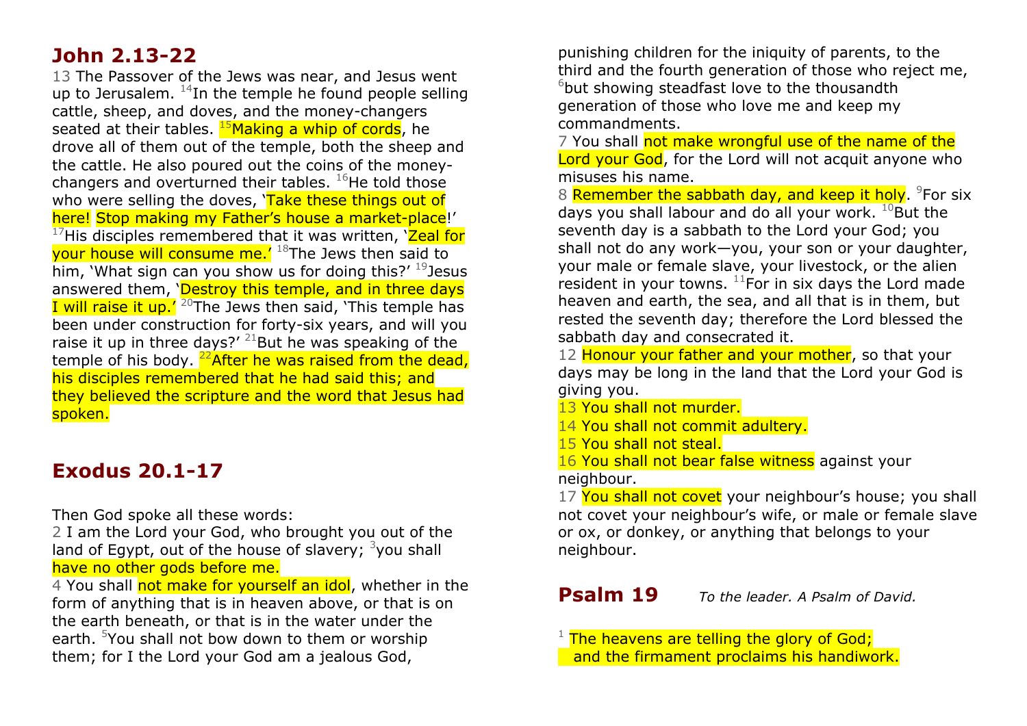## John 2.13-22

13 The Passover of the Jews was near, and Jesus went up to Jerusalem. [14]In the temple he found people selling cattle, sheep, and doves, and the money-changers seated at their tables. [15]Making a whip of cords, he drove all of them out of the temple, both the sheep and the cattle. He also poured out the coins of the money-changers and overturned their tables. [16]He told those who were selling the doves, 'Take these things out of here! Stop making my Father's house a market-place!' [17]His disciples remembered that it was written, 'Zeal for your house will consume me.' [18]The Jews then said to him, 'What sign can you show us for doing this?' [19]Jesus answered them, 'Destroy this temple, and in three days I will raise it up.' [20]The Jews then said, 'This temple has been under construction for forty-six years, and will you raise it up in three days?' [21]But he was speaking of the temple of his body. [22]After he was raised from the dead, his disciples remembered that he had said this; and they believed the scripture and the word that Jesus had spoken.

## Exodus 20.1-17

Then God spoke all these words:

2 I am the Lord your God, who brought you out of the land of Egypt, out of the house of slavery; [3]you shall have no other gods before me.

4 You shall not make for yourself an idol, whether in the form of anything that is in heaven above, or that is on the earth beneath, or that is in the water under the earth. [5]You shall not bow down to them or worship them; for I the Lord your God am a jealous God, punishing children for the iniquity of parents, to the third and the fourth generation of those who reject me, [6]but showing steadfast love to the thousandth generation of those who love me and keep my commandments.

7 You shall not make wrongful use of the name of the Lord your God, for the Lord will not acquit anyone who misuses his name.

8 Remember the sabbath day, and keep it holy. [9]For six days you shall labour and do all your work. [10]But the seventh day is a sabbath to the Lord your God; you shall not do any work—you, your son or your daughter, your male or female slave, your livestock, or the alien resident in your towns. [11]For in six days the Lord made heaven and earth, the sea, and all that is in them, but rested the seventh day; therefore the Lord blessed the sabbath day and consecrated it.

12 Honour your father and your mother, so that your days may be long in the land that the Lord your God is giving you.

13 You shall not murder.

14 You shall not commit adultery.

15 You shall not steal.

16 You shall not bear false witness against your neighbour.

17 You shall not covet your neighbour's house; you shall not covet your neighbour's wife, or male or female slave or ox, or donkey, or anything that belongs to your neighbour.

## Psalm 19 *To the leader. A Psalm of David.*

[1] The heavens are telling the glory of God;
   and the firmament proclaims his handiwork.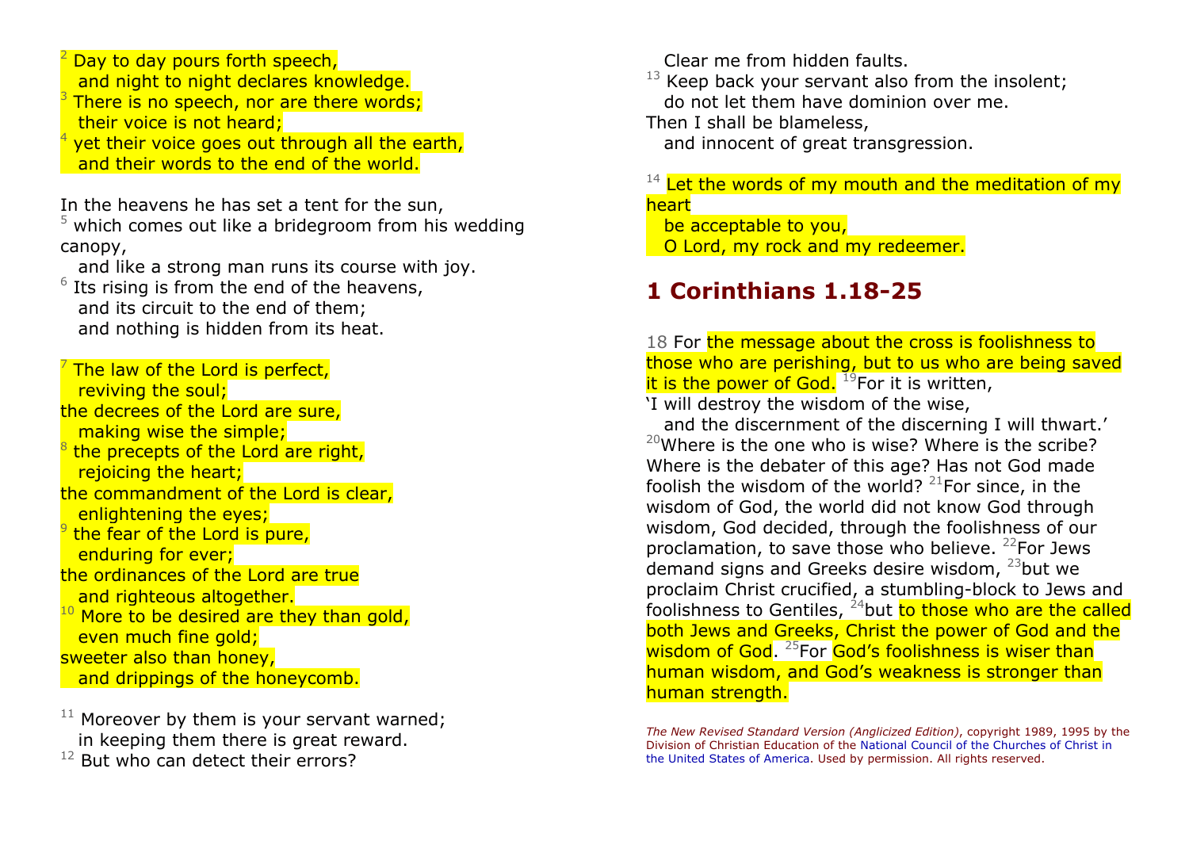[2] Day to day pours forth speech,
and night to night declares knowledge.
[3] There is no speech, nor are there words;
their voice is not heard;
[4] yet their voice goes out through all the earth,
and their words to the end of the world.

In the heavens he has set a tent for the sun,
[5] which comes out like a bridegroom from his wedding canopy,
and like a strong man runs its course with joy.
[6] Its rising is from the end of the heavens,
and its circuit to the end of them;
and nothing is hidden from its heat.

[7] The law of the Lord is perfect,
reviving the soul;
the decrees of the Lord are sure,
making wise the simple;
[8] the precepts of the Lord are right,
rejoicing the heart;
the commandment of the Lord is clear,
enlightening the eyes;
[9] the fear of the Lord is pure,
enduring for ever;
the ordinances of the Lord are true
and righteous altogether.
[10] More to be desired are they than gold,
even much fine gold;
sweeter also than honey,
and drippings of the honeycomb.

[11] Moreover by them is your servant warned;
in keeping them there is great reward.
[12] But who can detect their errors?
Clear me from hidden faults.
[13] Keep back your servant also from the insolent;
do not let them have dominion over me.
Then I shall be blameless,
and innocent of great transgression.

[14] Let the words of my mouth and the meditation of my heart
be acceptable to you,
O Lord, my rock and my redeemer.

## 1 Corinthians 1.18-25

18 For the message about the cross is foolishness to those who are perishing, but to us who are being saved it is the power of God. [19]For it is written,
'I will destroy the wisdom of the wise,
and the discernment of the discerning I will thwart.'
[20]Where is the one who is wise? Where is the scribe? Where is the debater of this age? Has not God made foolish the wisdom of the world? [21]For since, in the wisdom of God, the world did not know God through wisdom, God decided, through the foolishness of our proclamation, to save those who believe. [22]For Jews demand signs and Greeks desire wisdom, [23]but we proclaim Christ crucified, a stumbling-block to Jews and foolishness to Gentiles, [24]but to those who are the called both Jews and Greeks, Christ the power of God and the wisdom of God. [25]For God's foolishness is wiser than human wisdom, and God's weakness is stronger than human strength.

*The New Revised Standard Version (Anglicized Edition)*, copyright 1989, 1995 by the Division of Christian Education of the National Council of the Churches of Christ in the United States of America. Used by permission. All rights reserved.